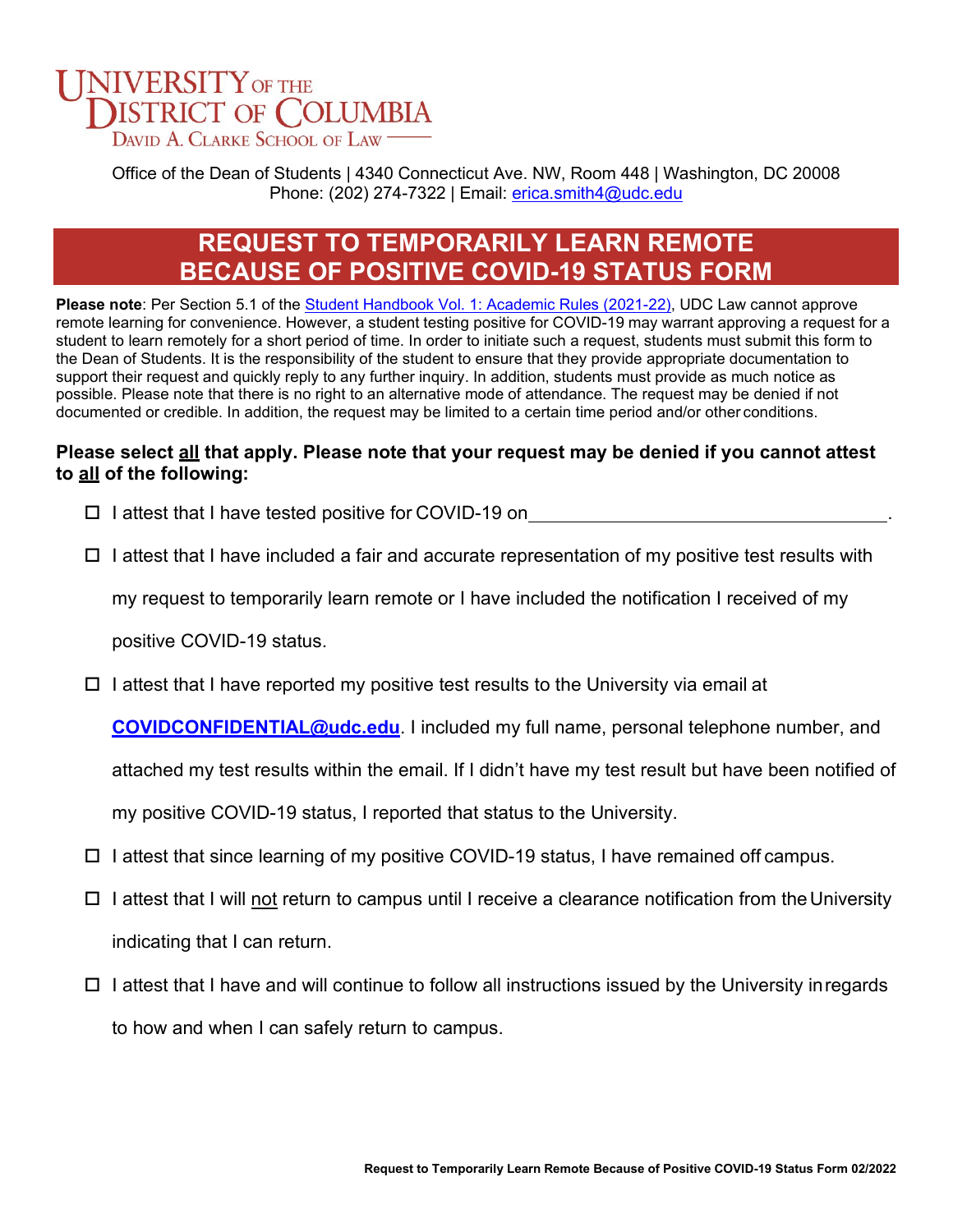University of the District of Columbia
David A. Clarke School of Law

Office of the Dean of Students | 4340 Connecticut Ave. NW, Room 448 | Washington, DC 20008
Phone: (202) 274-7322 | Email: erica.smith4@udc.edu

# REQUEST TO TEMPORARILY LEARN REMOTE BECAUSE OF POSITIVE COVID-19 STATUS FORM

**Please note**: Per Section 5.1 of the Student Handbook Vol. 1: Academic Rules (2021-22), UDC Law cannot approve remote learning for convenience. However, a student testing positive for COVID-19 may warrant approving a request for a student to learn remotely for a short period of time. In order to initiate such a request, students must submit this form to the Dean of Students. It is the responsibility of the student to ensure that they provide appropriate documentation to support their request and quickly reply to any further inquiry. In addition, students must provide as much notice as possible. Please note that there is no right to an alternative mode of attendance. The request may be denied if not documented or credible. In addition, the request may be limited to a certain time period and/or other conditions.

**Please select all that apply. Please note that your request may be denied if you cannot attest to all of the following:**

- ☐ I attest that I have tested positive for COVID-19 on ______________________________.
- ☐ I attest that I have included a fair and accurate representation of my positive test results with my request to temporarily learn remote or I have included the notification I received of my positive COVID-19 status.
- ☐ I attest that I have reported my positive test results to the University via email at **COVIDCONFIDENTIAL@udc.edu**. I included my full name, personal telephone number, and attached my test results within the email. If I didn't have my test result but have been notified of my positive COVID-19 status, I reported that status to the University.
- ☐ I attest that since learning of my positive COVID-19 status, I have remained off campus.
- ☐ I attest that I will not return to campus until I receive a clearance notification from the University indicating that I can return.
- ☐ I attest that I have and will continue to follow all instructions issued by the University in regards to how and when I can safely return to campus.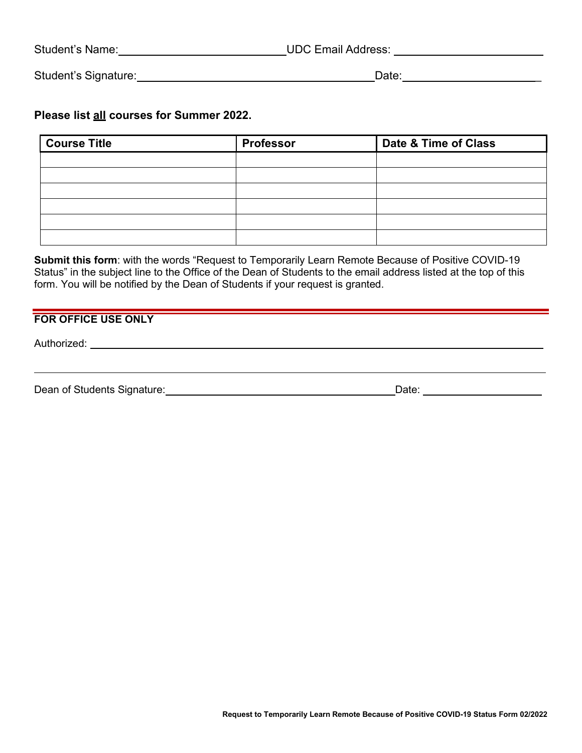Student's Name: ______________________ UDC Email Address: ______________________

Student's Signature: ______________________ Date: ______________________

**Please list all courses for Summer 2022.**

| Course Title | Professor | Date & Time of Class |
|---|---|---|
| | | |
| | | |
| | | |
| | | |
| | | |
| | | |

**Submit this form**: with the words "Request to Temporarily Learn Remote Because of Positive COVID-19 Status" in the subject line to the Office of the Dean of Students to the email address listed at the top of this form. You will be notified by the Dean of Students if your request is granted.

---

**FOR OFFICE USE ONLY**

Authorized: ______________________

______________________

Dean of Students Signature: ______________________ Date: ______________________

Request to Temporarily Learn Remote Because of Positive COVID-19 Status Form 02/2022